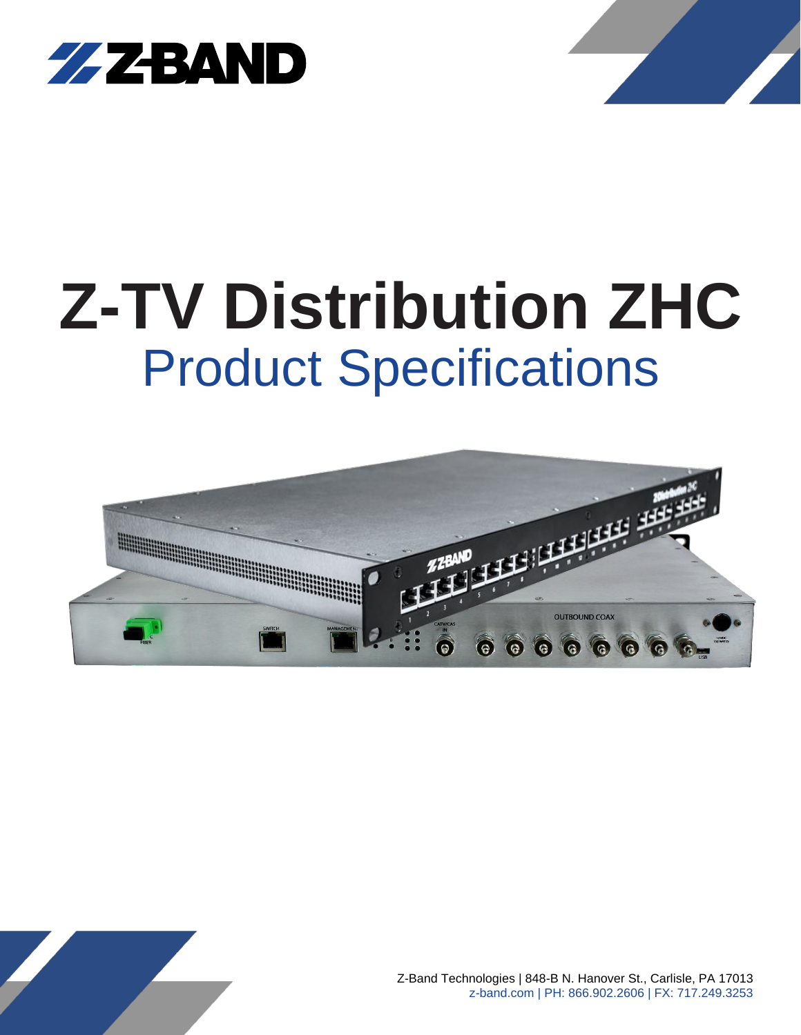# Z-TV Distribution ZHC

## Product Specifications

Z-Band Technologies | 848-B N. Hanover St., Carlisle, PA 17013
z-band.com | PH: 866.902.2606 | FX: 717.249.3253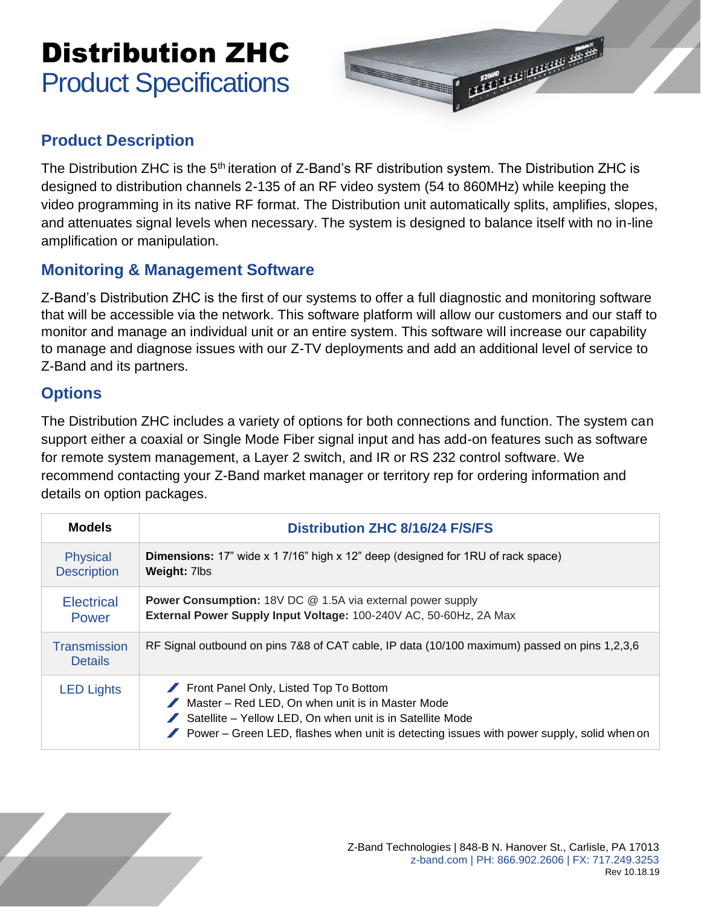# Distribution ZHC

## Product Specifications

### Product Description

The Distribution ZHC is the 5th iteration of Z-Band's RF distribution system. The Distribution ZHC is designed to distribution channels 2-135 of an RF video system (54 to 860MHz) while keeping the video programming in its native RF format. The Distribution unit automatically splits, amplifies, slopes, and attenuates signal levels when necessary. The system is designed to balance itself with no in-line amplification or manipulation.

### Monitoring & Management Software

Z-Band's Distribution ZHC is the first of our systems to offer a full diagnostic and monitoring software that will be accessible via the network. This software platform will allow our customers and our staff to monitor and manage an individual unit or an entire system. This software will increase our capability to manage and diagnose issues with our Z-TV deployments and add an additional level of service to Z-Band and its partners.

### Options

The Distribution ZHC includes a variety of options for both connections and function. The system can support either a coaxial or Single Mode Fiber signal input and has add-on features such as software for remote system management, a Layer 2 switch, and IR or RS 232 control software. We recommend contacting your Z-Band market manager or territory rep for ordering information and details on option packages.

| Models | Distribution ZHC 8/16/24 F/S/FS |
| --- | --- |
| Physical Description | **Dimensions:** 17" wide x 1 7/16" high x 12" deep (designed for 1RU of rack space)<br>**Weight:** 7lbs |
| Electrical Power | **Power Consumption:** 18V DC @ 1.5A via external power supply<br>**External Power Supply Input Voltage:** 100-240V AC, 50-60Hz, 2A Max |
| Transmission Details | RF Signal outbound on pins 7&8 of CAT cable, IP data (10/100 maximum) passed on pins 1,2,3,6 |
| LED Lights | - Front Panel Only, Listed Top To Bottom<br>- Master – Red LED, On when unit is in Master Mode<br>- Satellite – Yellow LED, On when unit is in Satellite Mode<br>- Power – Green LED, flashes when unit is detecting issues with power supply, solid when on |

Z-Band Technologies | 848-B N. Hanover St., Carlisle, PA 17013
z-band.com | PH: 866.902.2606 | FX: 717.249.3253
Rev 10.18.19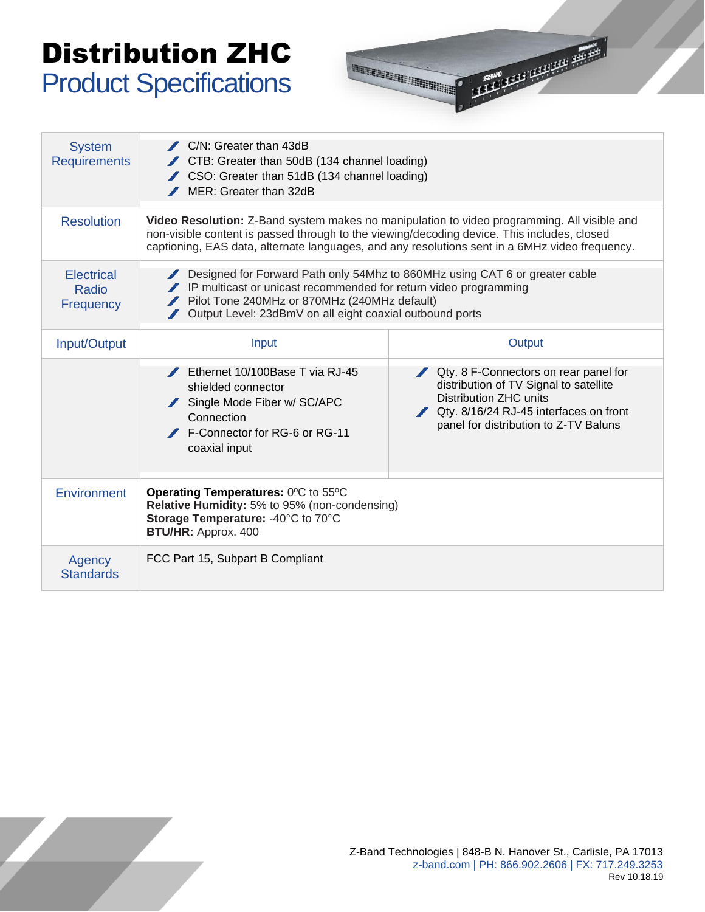# Distribution ZHC

## Product Specifications

| | | |
|---|---|---|
| System Requirements | - C/N: Greater than 43dB<br>- CTB: Greater than 50dB (134 channel loading)<br>- CSO: Greater than 51dB (134 channel loading)<br>- MER: Greater than 32dB | |
| Resolution | **Video Resolution:** Z-Band system makes no manipulation to video programming. All visible and non-visible content is passed through to the viewing/decoding device. This includes, closed captioning, EAS data, alternate languages, and any resolutions sent in a 6MHz video frequency. | |
| Electrical Radio Frequency | - Designed for Forward Path only 54Mhz to 860MHz using CAT 6 or greater cable<br>- IP multicast or unicast recommended for return video programming<br>- Pilot Tone 240MHz or 870MHz (240MHz default)<br>- Output Level: 23dBmV on all eight coaxial outbound ports | |
| Input/Output | Input | Output |
| | - Ethernet 10/100Base T via RJ-45 shielded connector<br>- Single Mode Fiber w/ SC/APC Connection<br>- F-Connector for RG-6 or RG-11 coaxial input | - Qty. 8 F-Connectors on rear panel for distribution of TV Signal to satellite Distribution ZHC units<br>- Qty. 8/16/24 RJ-45 interfaces on front panel for distribution to Z-TV Baluns |
| Environment | **Operating Temperatures:** 0ºC to 55ºC<br>**Relative Humidity:** 5% to 95% (non-condensing)<br>**Storage Temperature:** -40°C to 70°C<br>**BTU/HR:** Approx. 400 | |
| Agency Standards | FCC Part 15, Subpart B Compliant | |

Z-Band Technologies | 848-B N. Hanover St., Carlisle, PA 17013
z-band.com | PH: 866.902.2606 | FX: 717.249.3253
Rev 10.18.19